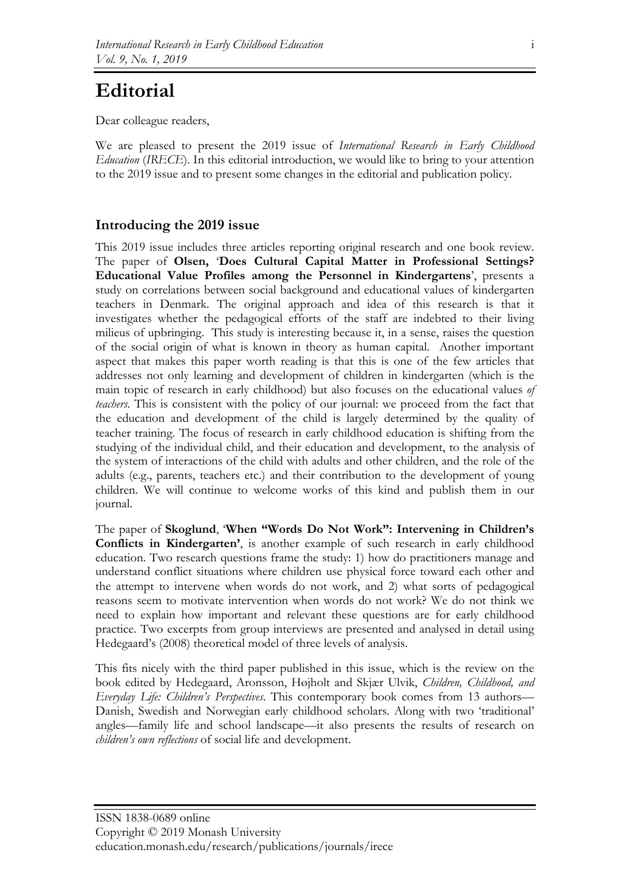# Editorial

Dear colleague readers,

We are pleased to present the 2019 issue of *International Research in Early Childhood Education* (*IRECE*). In this editorial introduction, we would like to bring to your attention to the 2019 issue and to present some changes in the editorial and publication policy.

## Introducing the 2019 issue

This 2019 issue includes three articles reporting original research and one book review. The paper of **Olsen**, '**Does Cultural Capital Matter in Professional Settings? Educational Value Profiles among the Personnel in Kindergartens**', presents a study on correlations between social background and educational values of kindergarten teachers in Denmark. The original approach and idea of this research is that it investigates whether the pedagogical efforts of the staff are indebted to their living milieus of upbringing. This study is interesting because it, in a sense, raises the question of the social origin of what is known in theory as human capital. Another important aspect that makes this paper worth reading is that this is one of the few articles that addresses not only learning and development of children in kindergarten (which is the main topic of research in early childhood) but also focuses on the educational values *of teachers*. This is consistent with the policy of our journal: we proceed from the fact that the education and development of the child is largely determined by the quality of teacher training. The focus of research in early childhood education is shifting from the studying of the individual child, and their education and development, to the analysis of the system of interactions of the child with adults and other children, and the role of the adults (e.g., parents, teachers etc.) and their contribution to the development of young children. We will continue to welcome works of this kind and publish them in our journal.

The paper of **Skoglund**, '**When "Words Do Not Work": Intervening in Children's Conflicts in Kindergarten'**, is another example of such research in early childhood education. Two research questions frame the study: 1) how do practitioners manage and understand conflict situations where children use physical force toward each other and the attempt to intervene when words do not work, and 2) what sorts of pedagogical reasons seem to motivate intervention when words do not work? We do not think we need to explain how important and relevant these questions are for early childhood practice. Two excerpts from group interviews are presented and analysed in detail using Hedegaard's (2008) theoretical model of three levels of analysis.

This fits nicely with the third paper published in this issue, which is the review on the book edited by Hedegaard, Aronsson, Højholt and Skjær Ulvik, *Children, Childhood, and Everyday Life: Children's Perspectives*. This contemporary book comes from 13 authors—Danish, Swedish and Norwegian early childhood scholars. Along with two 'traditional' angles—family life and school landscape—it also presents the results of research on *children's own reflections* of social life and development.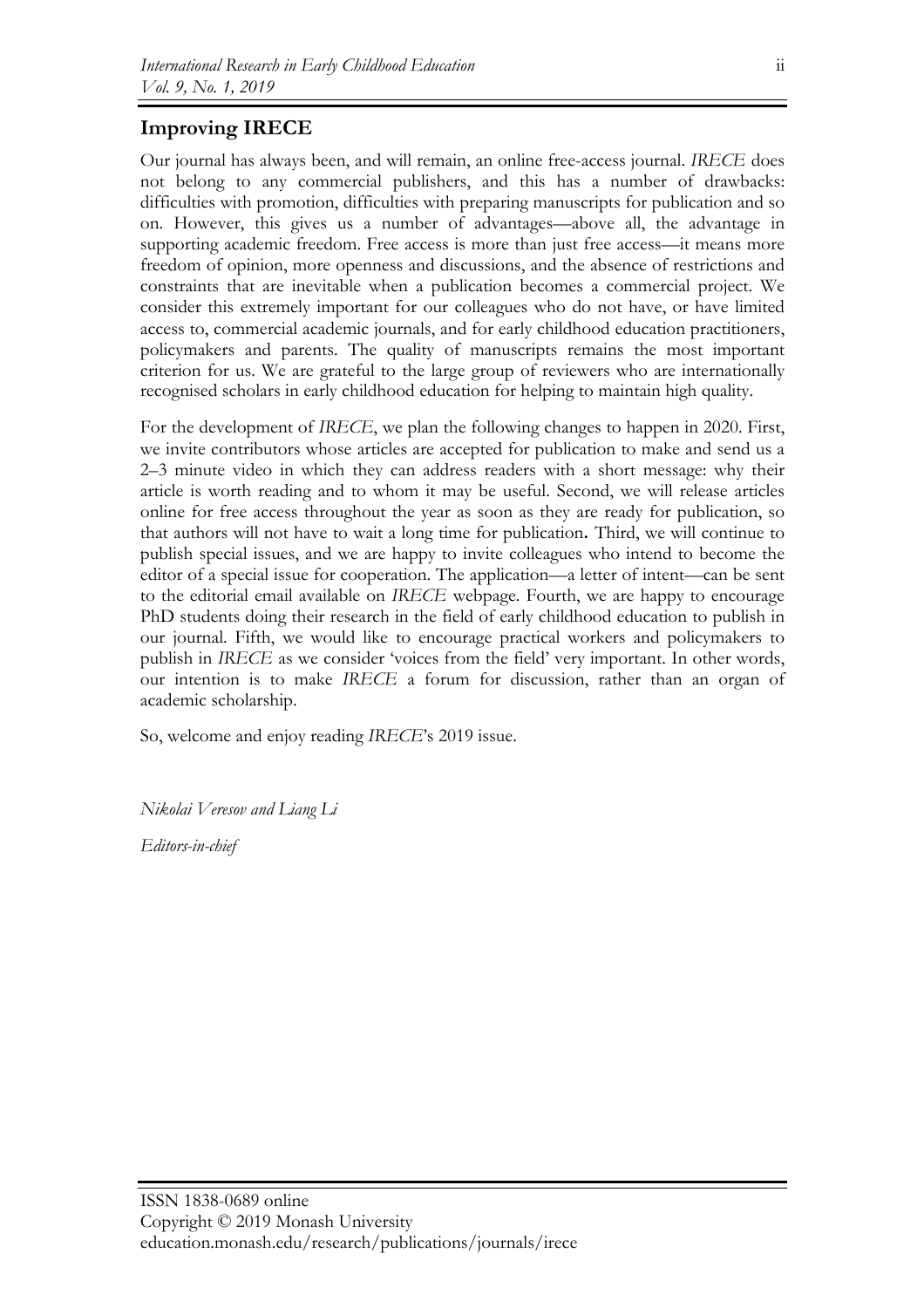## Improving IRECE

Our journal has always been, and will remain, an online free-access journal. *IRECE* does not belong to any commercial publishers, and this has a number of drawbacks: difficulties with promotion, difficulties with preparing manuscripts for publication and so on. However, this gives us a number of advantages—above all, the advantage in supporting academic freedom. Free access is more than just free access—it means more freedom of opinion, more openness and discussions, and the absence of restrictions and constraints that are inevitable when a publication becomes a commercial project. We consider this extremely important for our colleagues who do not have, or have limited access to, commercial academic journals, and for early childhood education practitioners, policymakers and parents. The quality of manuscripts remains the most important criterion for us. We are grateful to the large group of reviewers who are internationally recognised scholars in early childhood education for helping to maintain high quality.

For the development of *IRECE*, we plan the following changes to happen in 2020. First, we invite contributors whose articles are accepted for publication to make and send us a 2–3 minute video in which they can address readers with a short message: why their article is worth reading and to whom it may be useful. Second, we will release articles online for free access throughout the year as soon as they are ready for publication, so that authors will not have to wait a long time for publication. Third, we will continue to publish special issues, and we are happy to invite colleagues who intend to become the editor of a special issue for cooperation. The application—a letter of intent—can be sent to the editorial email available on *IRECE* webpage. Fourth, we are happy to encourage PhD students doing their research in the field of early childhood education to publish in our journal. Fifth, we would like to encourage practical workers and policymakers to publish in *IRECE* as we consider 'voices from the field' very important. In other words, our intention is to make *IRECE* a forum for discussion, rather than an organ of academic scholarship.

So, welcome and enjoy reading *IRECE*'s 2019 issue.

*Nikolai Veresov and Liang Li*

*Editors-in-chief*